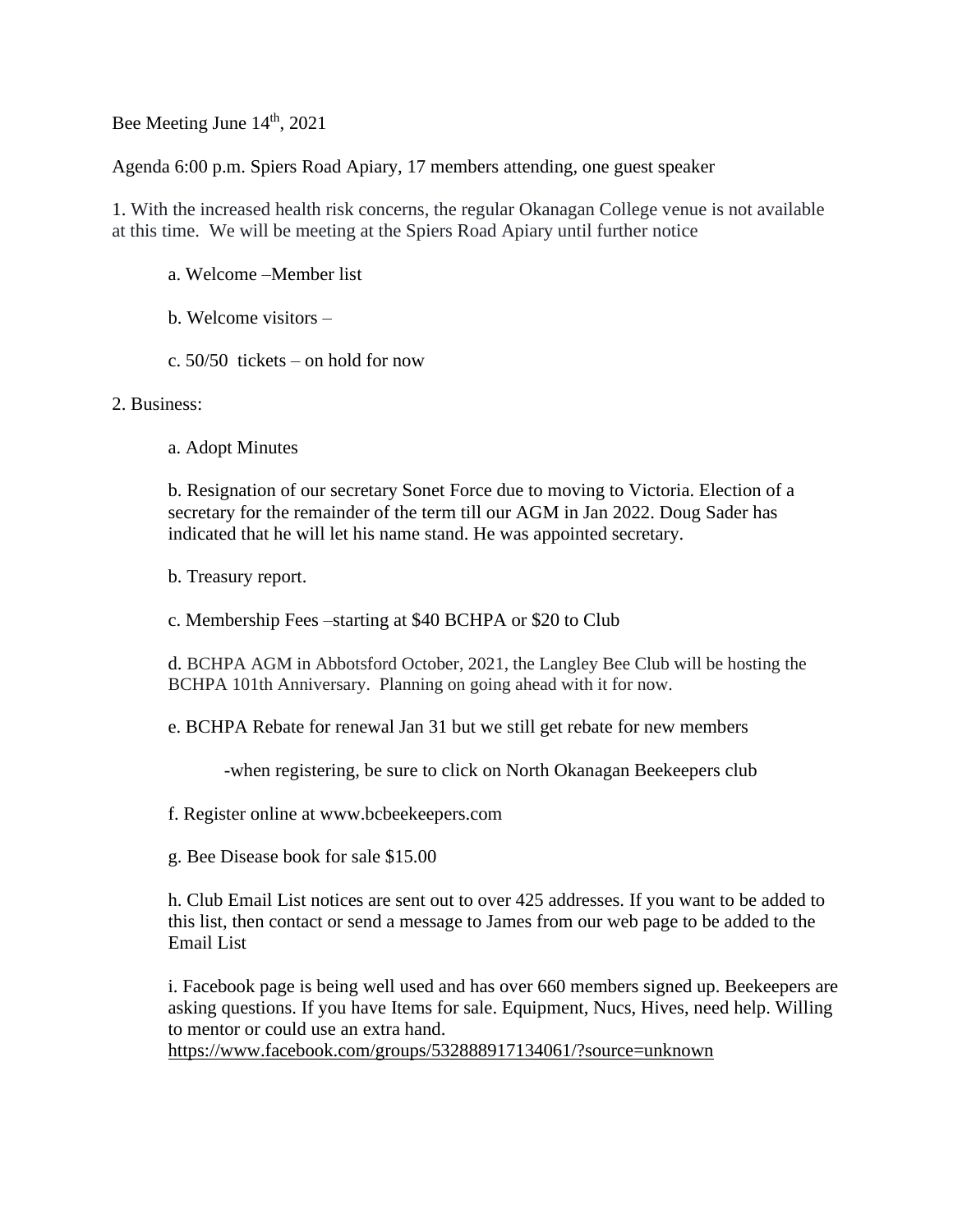Bee Meeting June 14th, 2021

Agenda 6:00 p.m. Spiers Road Apiary, 17 members attending, one guest speaker

1. With the increased health risk concerns, the regular Okanagan College venue is not available at this time. We will be meeting at the Spiers Road Apiary until further notice

    a. Welcome –Member list

    b. Welcome visitors –

    c. 50/50 tickets – on hold for now

2. Business:

    a. Adopt Minutes

    b. Resignation of our secretary Sonet Force due to moving to Victoria. Election of a secretary for the remainder of the term till our AGM in Jan 2022. Doug Sader has indicated that he will let his name stand. He was appointed secretary.

    b. Treasury report.

    c. Membership Fees –starting at $40 BCHPA or $20 to Club

    d. BCHPA AGM in Abbotsford October, 2021, the Langley Bee Club will be hosting the BCHPA 101th Anniversary. Planning on going ahead with it for now.

    e. BCHPA Rebate for renewal Jan 31 but we still get rebate for new members

        -when registering, be sure to click on North Okanagan Beekeepers club

    f. Register online at www.bcbeekeepers.com

    g. Bee Disease book for sale $15.00

    h. Club Email List notices are sent out to over 425 addresses. If you want to be added to this list, then contact or send a message to James from our web page to be added to the Email List

    i. Facebook page is being well used and has over 660 members signed up. Beekeepers are asking questions. If you have Items for sale. Equipment, Nucs, Hives, need help. Willing to mentor or could use an extra hand.
    https://www.facebook.com/groups/532888917134061/?source=unknown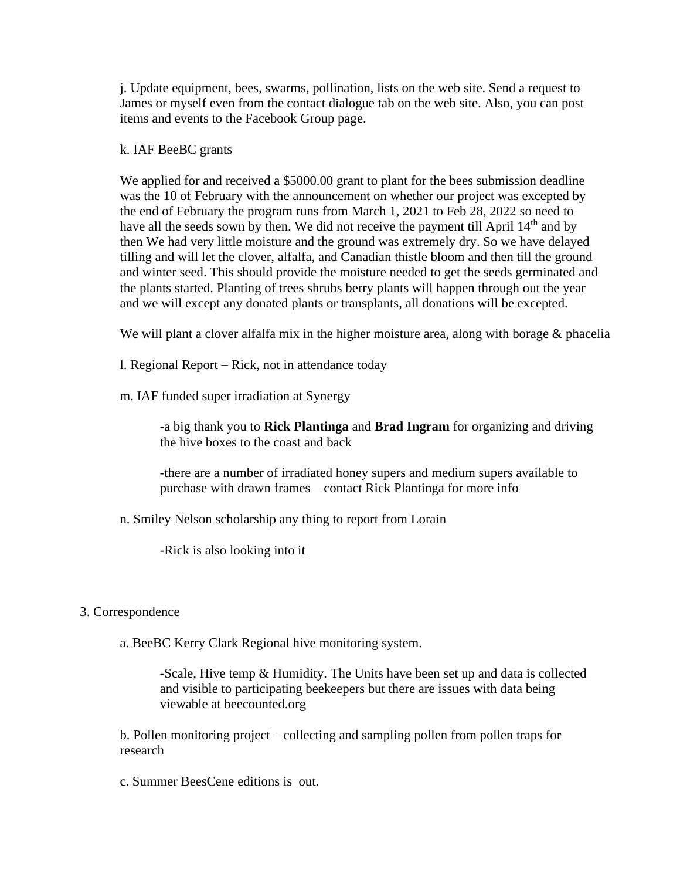j. Update equipment, bees, swarms, pollination, lists on the web site. Send a request to James or myself even from the contact dialogue tab on the web site. Also, you can post items and events to the Facebook Group page.

k. IAF BeeBC grants

We applied for and received a $5000.00 grant to plant for the bees submission deadline was the 10 of February with the announcement on whether our project was excepted by the end of February the program runs from March 1, 2021 to Feb 28, 2022 so need to have all the seeds sown by then. We did not receive the payment till April 14th and by then We had very little moisture and the ground was extremely dry. So we have delayed tilling and will let the clover, alfalfa, and Canadian thistle bloom and then till the ground and winter seed. This should provide the moisture needed to get the seeds germinated and the plants started. Planting of trees shrubs berry plants will happen through out the year and we will except any donated plants or transplants, all donations will be excepted.

We will plant a clover alfalfa mix in the higher moisture area, along with borage & phacelia

l. Regional Report – Rick, not in attendance today

m. IAF funded super irradiation at Synergy

> -a big thank you to **Rick Plantinga** and **Brad Ingram** for organizing and driving the hive boxes to the coast and back
>
> -there are a number of irradiated honey supers and medium supers available to purchase with drawn frames – contact Rick Plantinga for more info

n. Smiley Nelson scholarship any thing to report from Lorain

> -Rick is also looking into it

3. Correspondence

a. BeeBC Kerry Clark Regional hive monitoring system.

> -Scale, Hive temp & Humidity. The Units have been set up and data is collected and visible to participating beekeepers but there are issues with data being viewable at beecounted.org

b. Pollen monitoring project – collecting and sampling pollen from pollen traps for research

c. Summer BeesCene editions is out.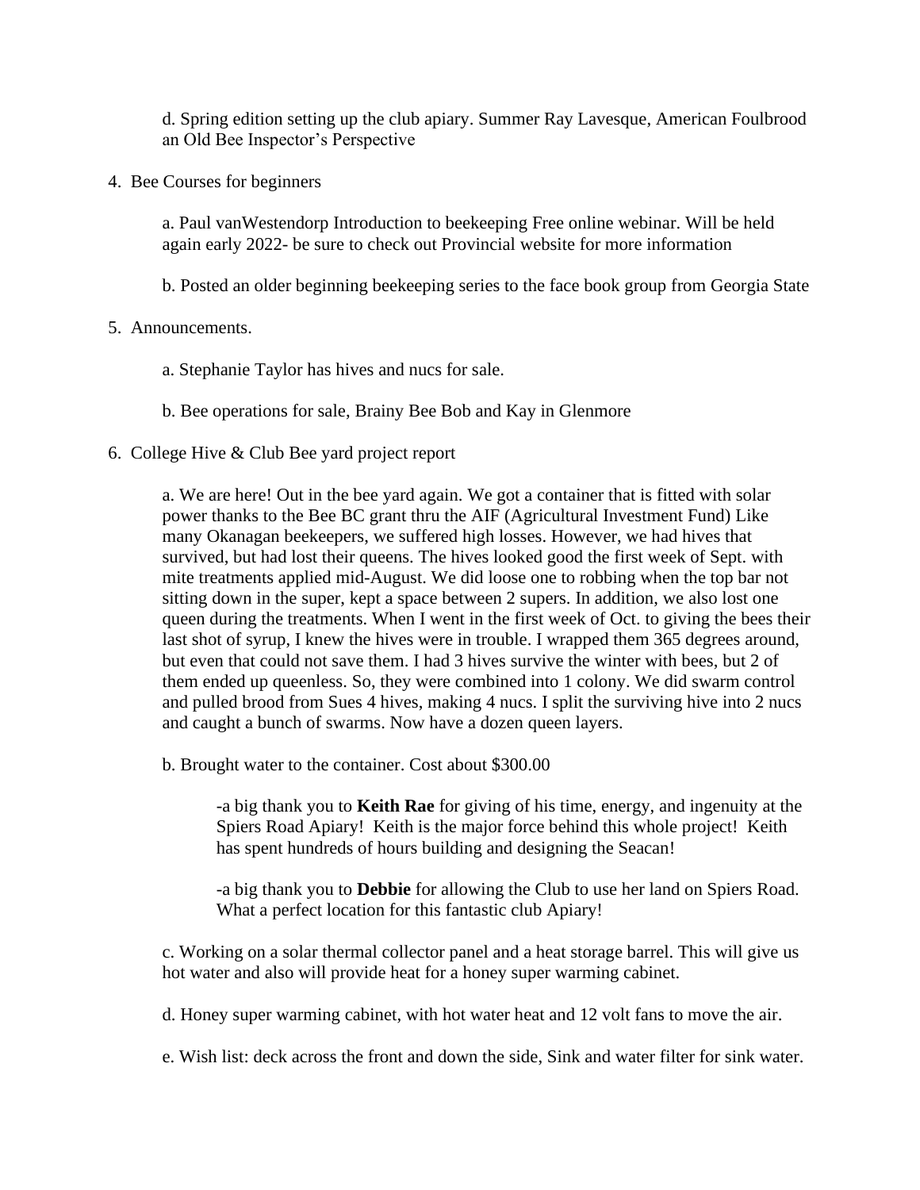d. Spring edition setting up the club apiary. Summer Ray Lavesque, American Foulbrood an Old Bee Inspector's Perspective

4. Bee Courses for beginners

    a. Paul vanWestendorp Introduction to beekeeping Free online webinar. Will be held again early 2022- be sure to check out Provincial website for more information

    b. Posted an older beginning beekeeping series to the face book group from Georgia State

5. Announcements.

    a. Stephanie Taylor has hives and nucs for sale.

    b. Bee operations for sale, Brainy Bee Bob and Kay in Glenmore

6. College Hive & Club Bee yard project report

    a. We are here! Out in the bee yard again. We got a container that is fitted with solar power thanks to the Bee BC grant thru the AIF (Agricultural Investment Fund) Like many Okanagan beekeepers, we suffered high losses. However, we had hives that survived, but had lost their queens. The hives looked good the first week of Sept. with mite treatments applied mid-August. We did loose one to robbing when the top bar not sitting down in the super, kept a space between 2 supers. In addition, we also lost one queen during the treatments. When I went in the first week of Oct. to giving the bees their last shot of syrup, I knew the hives were in trouble. I wrapped them 365 degrees around, but even that could not save them. I had 3 hives survive the winter with bees, but 2 of them ended up queenless. So, they were combined into 1 colony. We did swarm control and pulled brood from Sues 4 hives, making 4 nucs. I split the surviving hive into 2 nucs and caught a bunch of swarms. Now have a dozen queen layers.

    b. Brought water to the container. Cost about $300.00

    > -a big thank you to **Keith Rae** for giving of his time, energy, and ingenuity at the Spiers Road Apiary! Keith is the major force behind this whole project! Keith has spent hundreds of hours building and designing the Seacan!
    >
    > -a big thank you to **Debbie** for allowing the Club to use her land on Spiers Road. What a perfect location for this fantastic club Apiary!

    c. Working on a solar thermal collector panel and a heat storage barrel. This will give us hot water and also will provide heat for a honey super warming cabinet.

    d. Honey super warming cabinet, with hot water heat and 12 volt fans to move the air.

    e. Wish list: deck across the front and down the side, Sink and water filter for sink water.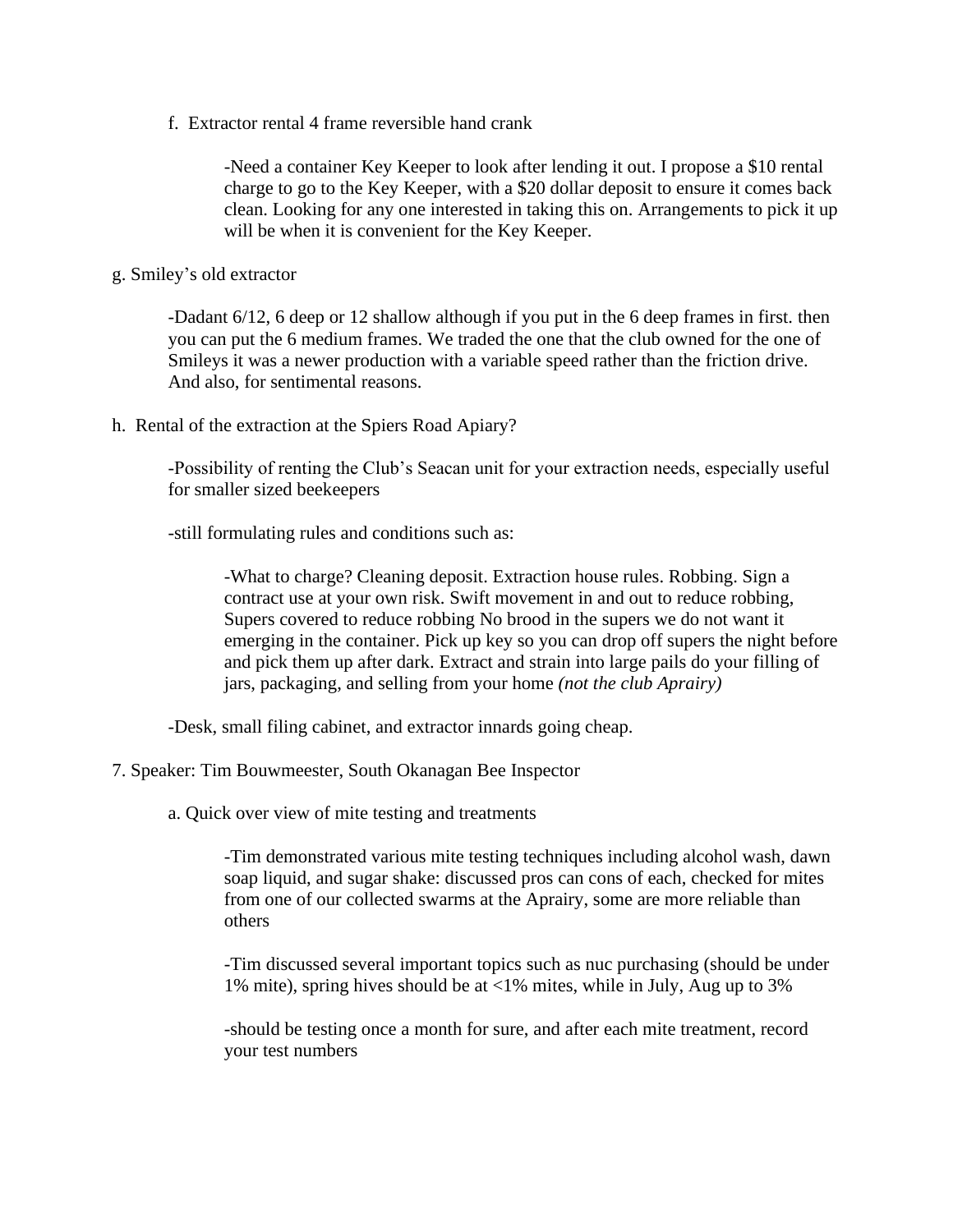f. Extractor rental 4 frame reversible hand crank

> -Need a container Key Keeper to look after lending it out. I propose a $10 rental charge to go to the Key Keeper, with a $20 dollar deposit to ensure it comes back clean. Looking for any one interested in taking this on. Arrangements to pick it up will be when it is convenient for the Key Keeper.

g. Smiley's old extractor

-Dadant 6/12, 6 deep or 12 shallow although if you put in the 6 deep frames in first. then you can put the 6 medium frames. We traded the one that the club owned for the one of Smileys it was a newer production with a variable speed rather than the friction drive. And also, for sentimental reasons.

h. Rental of the extraction at the Spiers Road Apiary?

-Possibility of renting the Club's Seacan unit for your extraction needs, especially useful for smaller sized beekeepers

-still formulating rules and conditions such as:

> -What to charge? Cleaning deposit. Extraction house rules. Robbing. Sign a contract use at your own risk. Swift movement in and out to reduce robbing, Supers covered to reduce robbing No brood in the supers we do not want it emerging in the container. Pick up key so you can drop off supers the night before and pick them up after dark. Extract and strain into large pails do your filling of jars, packaging, and selling from your home *(not the club Aprairy)*

-Desk, small filing cabinet, and extractor innards going cheap.

7. Speaker: Tim Bouwmeester, South Okanagan Bee Inspector

a. Quick over view of mite testing and treatments

> -Tim demonstrated various mite testing techniques including alcohol wash, dawn soap liquid, and sugar shake: discussed pros can cons of each, checked for mites from one of our collected swarms at the Aprairy, some are more reliable than others
>
> -Tim discussed several important topics such as nuc purchasing (should be under 1% mite), spring hives should be at <1% mites, while in July, Aug up to 3%
>
> -should be testing once a month for sure, and after each mite treatment, record your test numbers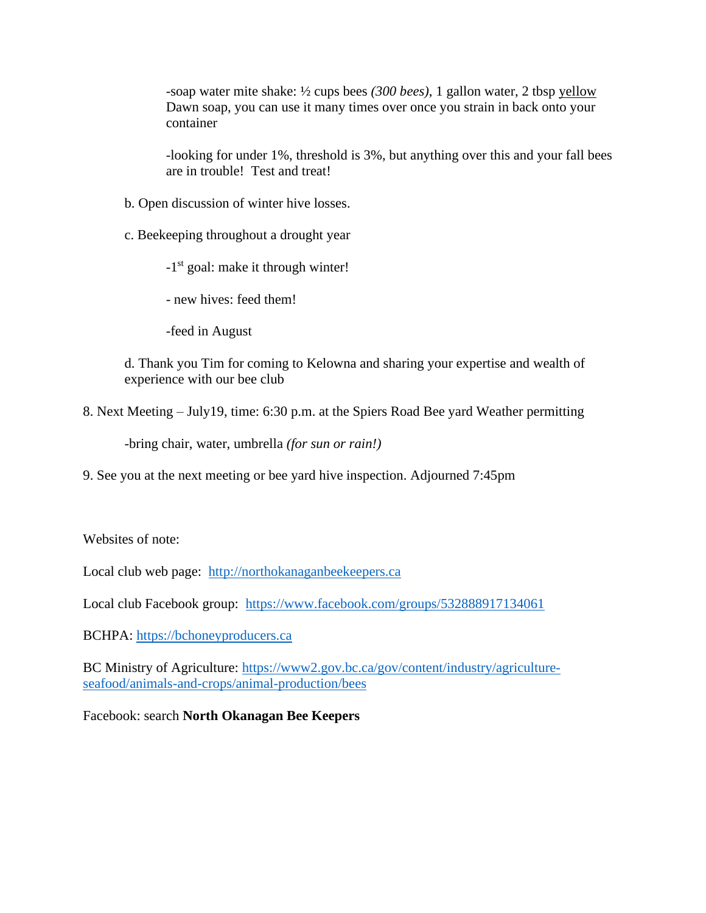-soap water mite shake: ½ cups bees *(300 bees)*, 1 gallon water, 2 tbsp yellow Dawn soap, you can use it many times over once you strain in back onto your container

-looking for under 1%, threshold is 3%, but anything over this and your fall bees are in trouble! Test and treat!

b. Open discussion of winter hive losses.

c. Beekeeping throughout a drought year

-1st goal: make it through winter!

- new hives: feed them!

-feed in August

d. Thank you Tim for coming to Kelowna and sharing your expertise and wealth of experience with our bee club

8. Next Meeting – July19, time: 6:30 p.m. at the Spiers Road Bee yard Weather permitting

-bring chair, water, umbrella *(for sun or rain!)*

9. See you at the next meeting or bee yard hive inspection. Adjourned 7:45pm

Websites of note:

Local club web page: http://northokanaganbeekeepers.ca

Local club Facebook group: https://www.facebook.com/groups/532888917134061

BCHPA: https://bchoneyproducers.ca

BC Ministry of Agriculture: https://www2.gov.bc.ca/gov/content/industry/agriculture-seafood/animals-and-crops/animal-production/bees

Facebook: search **North Okanagan Bee Keepers**